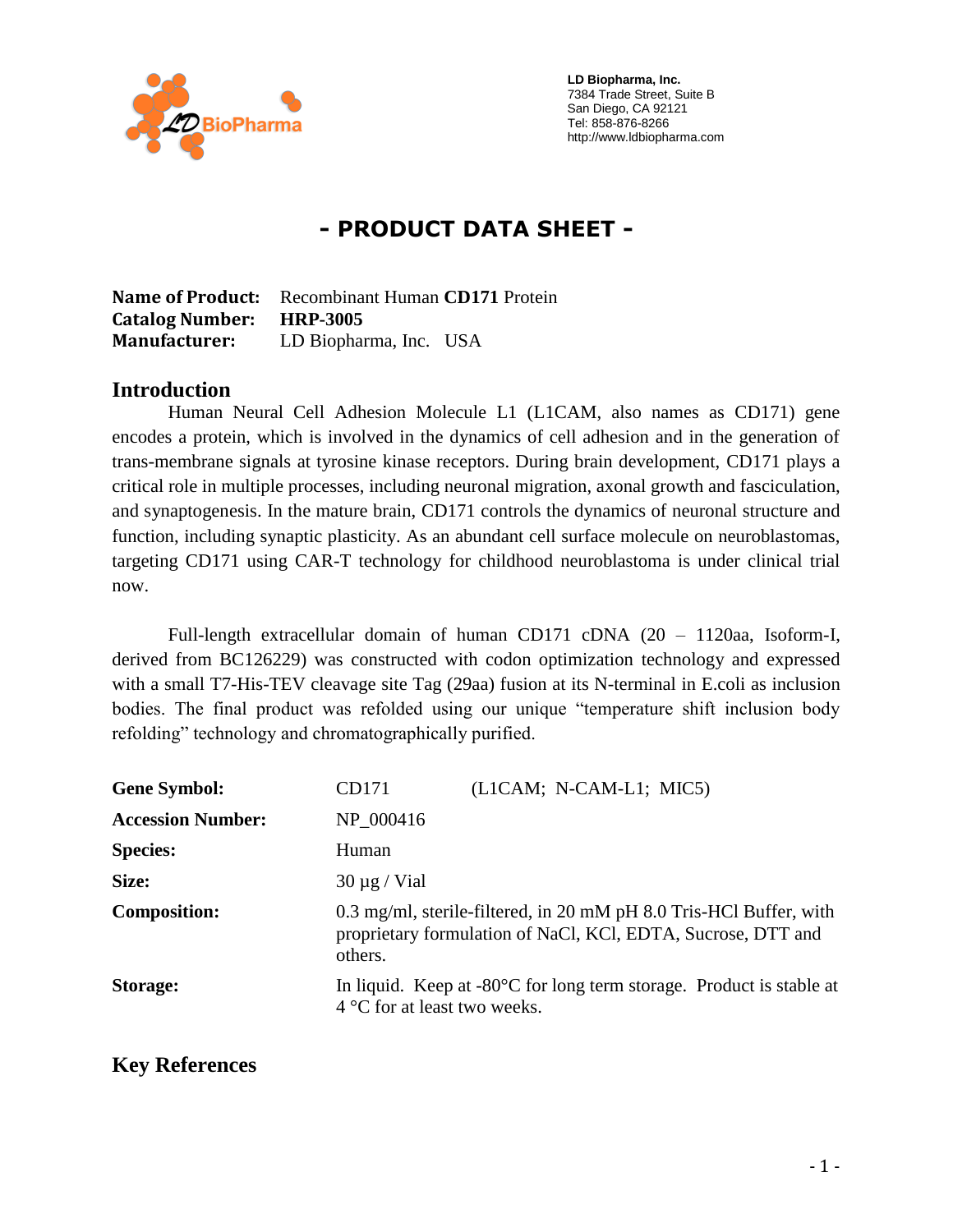LD Biopharma, Inc.
7384 Trade Street, Suite B
San Diego, CA 92121
Tel: 858-876-8266
http://www.ldbiopharma.com

# - PRODUCT DATA SHEET -

**Name of Product:** Recombinant Human **CD171** Protein
**Catalog Number:** **HRP-3005**
**Manufacturer:** LD Biopharma, Inc. USA

## Introduction

Human Neural Cell Adhesion Molecule L1 (L1CAM, also names as CD171) gene encodes a protein, which is involved in the dynamics of cell adhesion and in the generation of trans-membrane signals at tyrosine kinase receptors. During brain development, CD171 plays a critical role in multiple processes, including neuronal migration, axonal growth and fasciculation, and synaptogenesis. In the mature brain, CD171 controls the dynamics of neuronal structure and function, including synaptic plasticity. As an abundant cell surface molecule on neuroblastomas, targeting CD171 using CAR-T technology for childhood neuroblastoma is under clinical trial now.

Full-length extracellular domain of human CD171 cDNA (20 – 1120aa, Isoform-I, derived from BC126229) was constructed with codon optimization technology and expressed with a small T7-His-TEV cleavage site Tag (29aa) fusion at its N-terminal in E.coli as inclusion bodies. The final product was refolded using our unique “temperature shift inclusion body refolding” technology and chromatographically purified.

| | |
|---|---|
| **Gene Symbol:** | CD171 (L1CAM; N-CAM-L1; MIC5) |
| **Accession Number:** | NP_000416 |
| **Species:** | Human |
| **Size:** | 30 µg / Vial |
| **Composition:** | 0.3 mg/ml, sterile-filtered, in 20 mM pH 8.0 Tris-HCl Buffer, with proprietary formulation of NaCl, KCl, EDTA, Sucrose, DTT and others. |
| **Storage:** | In liquid. Keep at -80°C for long term storage. Product is stable at 4 °C for at least two weeks. |

## Key References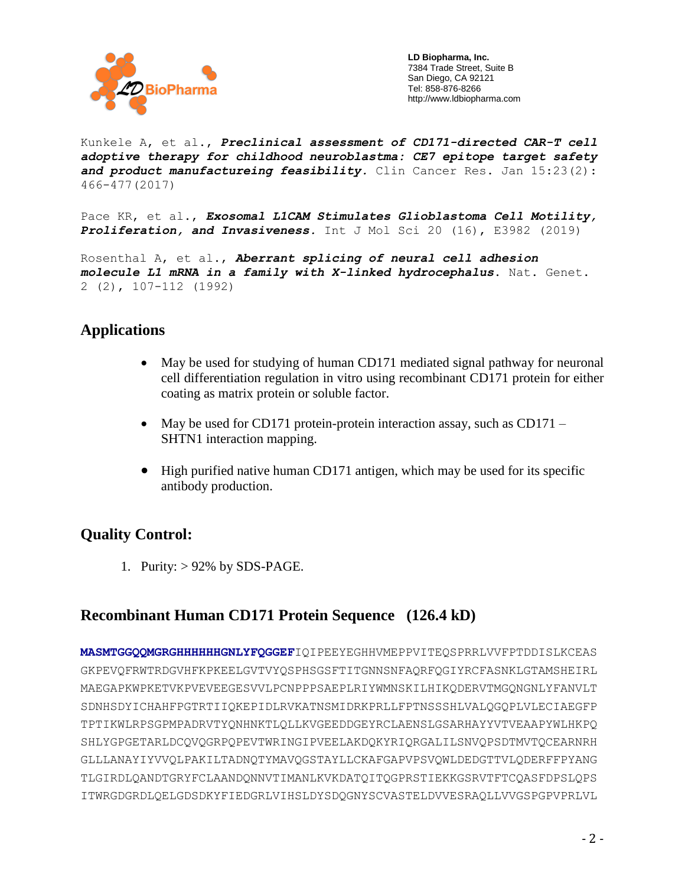Kunkele A, et al., ***Preclinical assessment of CD171-directed CAR-T cell adoptive therapy for childhood neuroblastma: CE7 epitope target safety and product manufactureing feasibility.*** Clin Cancer Res. Jan 15:23(2): 466-477(2017)

Pace KR, et al., ***Exosomal L1CAM Stimulates Glioblastoma Cell Motility, Proliferation, and Invasiveness.*** Int J Mol Sci 20 (16), E3982 (2019)

Rosenthal A, et al., ***Aberrant splicing of neural cell adhesion molecule L1 mRNA in a family with X-linked hydrocephalus.*** Nat. Genet. 2 (2), 107-112 (1992)

## Applications

- May be used for studying of human CD171 mediated signal pathway for neuronal cell differentiation regulation in vitro using recombinant CD171 protein for either coating as matrix protein or soluble factor.
- May be used for CD171 protein-protein interaction assay, such as CD171 – SHTN1 interaction mapping.
- High purified native human CD171 antigen, which may be used for its specific antibody production.

## Quality Control:

1. Purity: > 92% by SDS-PAGE.

## Recombinant Human CD171 Protein Sequence (126.4 kD)

**MASMTGGQQMGRGHHHHHHGNLYFQGGEF**IQIPEEYEGHHVMEPPVITEQSPRRLVVFPTDDISLKCEAS
GKPEVQFRWTRDGVHFKPKEELGVTVYQSPHSGSFTITGNNSNFAQRFQGIYRCFASNKLGTAMSHEIRL
MAEGAPKWPKETVKPVEVEEGESVVLPCNPPPSAEPLRIYWMNSKILHIKQDERVTMGQNGNLYFANVLT
SDNHSDYICHAHFPGTRTIIQKEPIDLRVKATNSMIDRKPRLLFPTNSSSHLVALQGQPLVLECIAEGFP
TPTIKWLRPSGPMPADRVTYQNHNKTLQLLKVGEEDDGEYRCLAENSLGSARHAYYVTVEAAPYWLHKPQ
SHLYGPGETARLDCQVQGRPQPEVTWRINGIPVEELAKDQKYRIQRGALILSNVQPSDTMVTQCEARNRH
GLLLANAYIYVVQLPAKILTADNQTYMAVQGSTAYLLCKAFGAPVPSVQWLDEDGTTVLQDERFFPYANG
TLGIRDLQANDTGRYFCLAANDQNNVTIMANLKVKDATQITQGPRSTIEKKGSRVTFTCQASFDPSLQPS
ITWRGDGRDLQELGDSDKYFIEDGRLVIHSLDYSDQGNYSCVASTELDVVESRAQLLVVGSPGPVPRLVL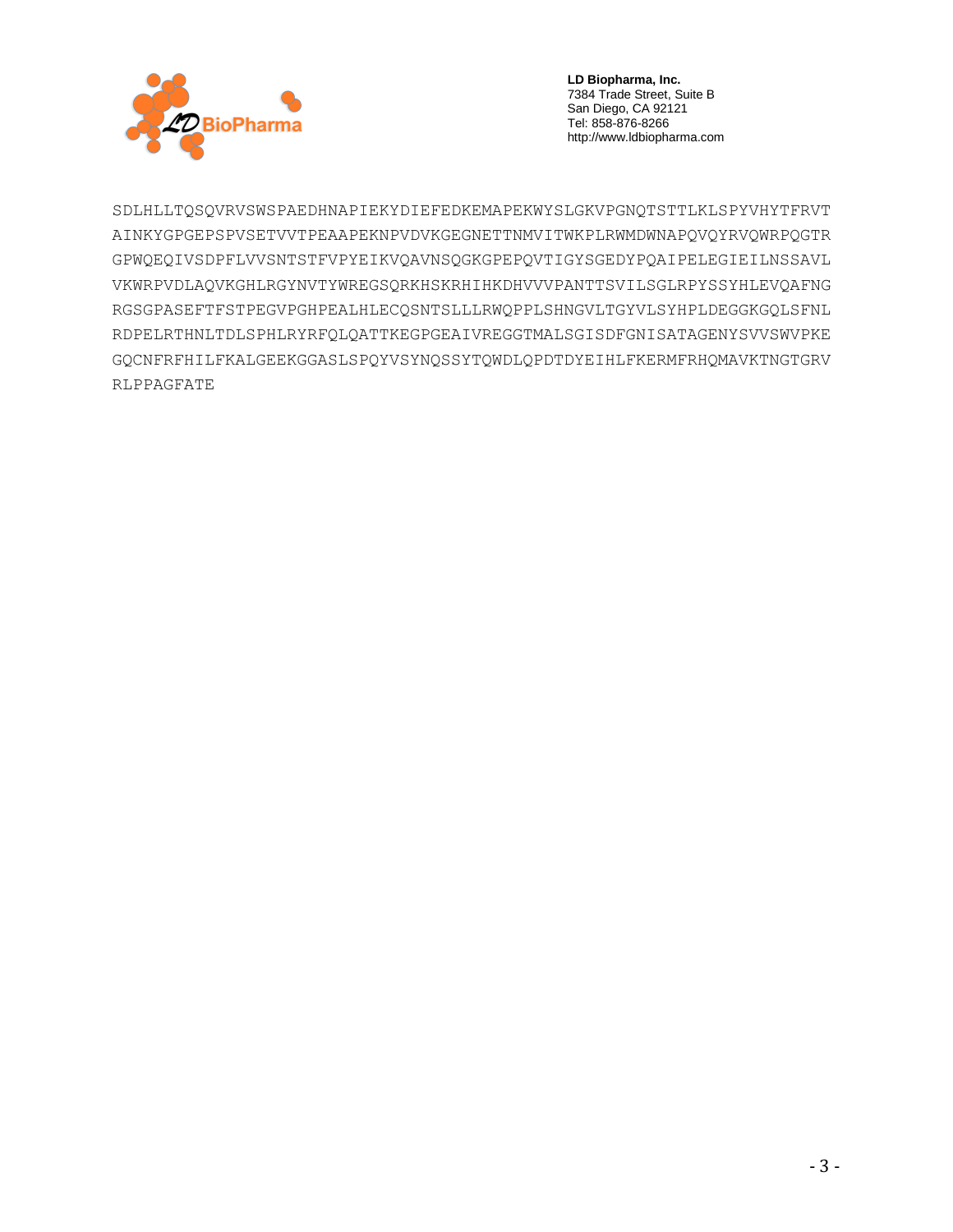SDLHLLTQSQVRVSWSPAEDHNAPIEKYDIEFEDKEMAPEKWYSLGKVPGNQTSTTLKLSPYVHYTFRVT
AINKYGPGEPSPVSETVVTPEAAPEKNPVDVKGEGNETTNMVITWKPLRWMDWNAPQVQYRVQWRPQGTR
GPWQEQIVSDPFLVVSNTSTFVPYEIKVQAVNSQGKGPEPQVTIGYSGEDYPQAIPELEGIEILNSSAVL
VKWRPVDLAQVKGHLRGYNVTYWREGSQRKHSKRHIHKDHVVVPANTTSVILSGLRPYSSYHLEVQAFNG
RGSGPASEFTFSTPEGVPGHPEALHLECQSNTSLLLRWQPPLSHNGVLTGYVLSYHPLDEGGKGQLSFNL
RDPELRTHNLTDLSPHLRYRFQLQATTKEGPGEAIVREGGTMALSGISDFGNISATAGENYSVVSWVPKE
GQCNFRFHILFKALGEEKGGASLSPQYVSYNQSSYTQWDLQPDTDYEIHLFKERMFRHQMAVKTNGTGRV
RLPPAGFATE